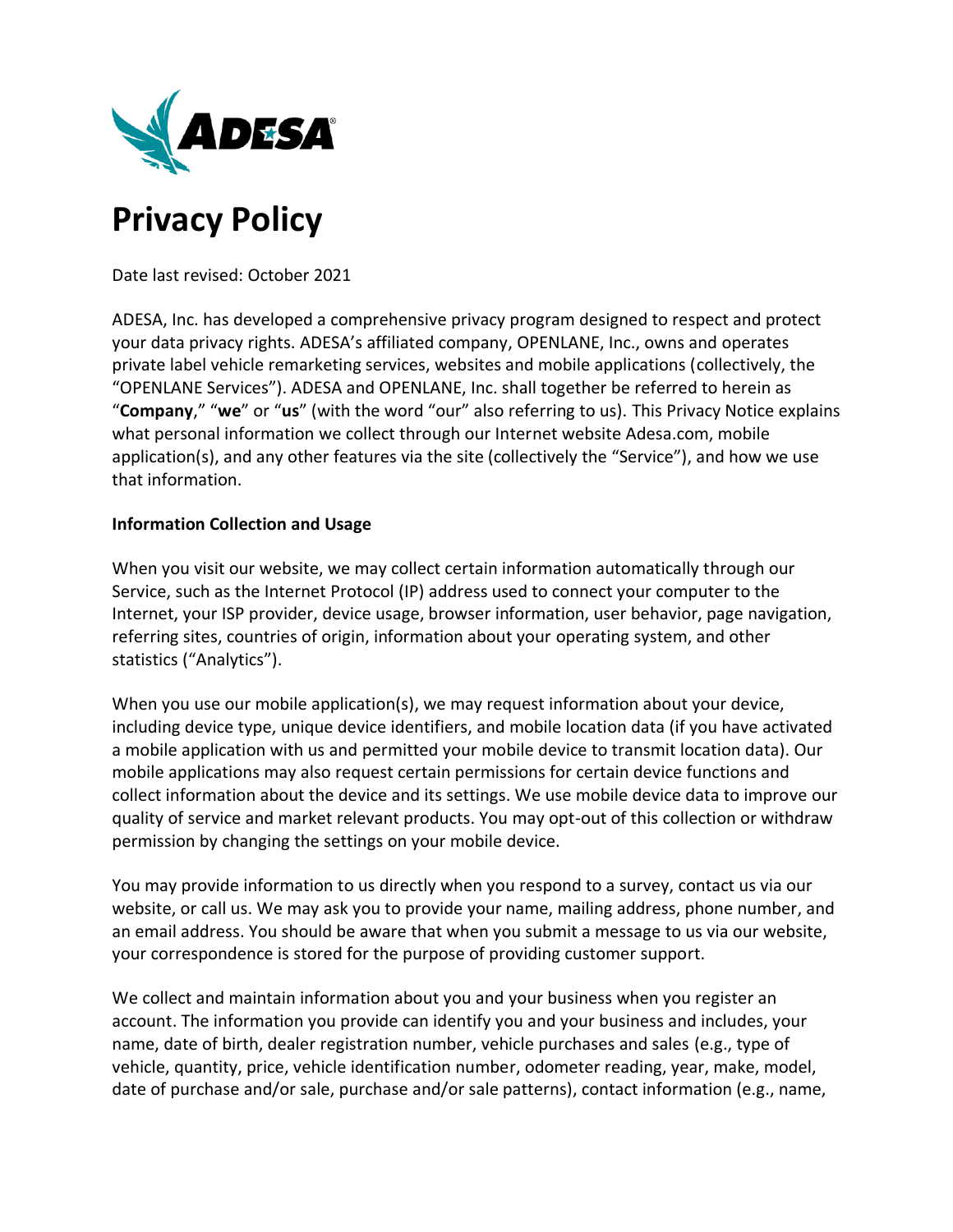# Privacy Policy

Date last revised: October 2021

ADESA, Inc. has developed a comprehensive privacy program designed to respect and protect your data privacy rights. ADESA's affiliated company, OPENLANE, Inc., owns and operates private label vehicle remarketing services, websites and mobile applications (collectively, the "OPENLANE Services"). ADESA and OPENLANE, Inc. shall together be referred to herein as "**Company**," "**we**" or "**us**" (with the word "our" also referring to us). This Privacy Notice explains what personal information we collect through our Internet website Adesa.com, mobile application(s), and any other features via the site (collectively the "Service"), and how we use that information.

**Information Collection and Usage**

When you visit our website, we may collect certain information automatically through our Service, such as the Internet Protocol (IP) address used to connect your computer to the Internet, your ISP provider, device usage, browser information, user behavior, page navigation, referring sites, countries of origin, information about your operating system, and other statistics ("Analytics").

When you use our mobile application(s), we may request information about your device, including device type, unique device identifiers, and mobile location data (if you have activated a mobile application with us and permitted your mobile device to transmit location data). Our mobile applications may also request certain permissions for certain device functions and collect information about the device and its settings. We use mobile device data to improve our quality of service and market relevant products. You may opt-out of this collection or withdraw permission by changing the settings on your mobile device.

You may provide information to us directly when you respond to a survey, contact us via our website, or call us. We may ask you to provide your name, mailing address, phone number, and an email address. You should be aware that when you submit a message to us via our website, your correspondence is stored for the purpose of providing customer support.

We collect and maintain information about you and your business when you register an account. The information you provide can identify you and your business and includes, your name, date of birth, dealer registration number, vehicle purchases and sales (e.g., type of vehicle, quantity, price, vehicle identification number, odometer reading, year, make, model, date of purchase and/or sale, purchase and/or sale patterns), contact information (e.g., name,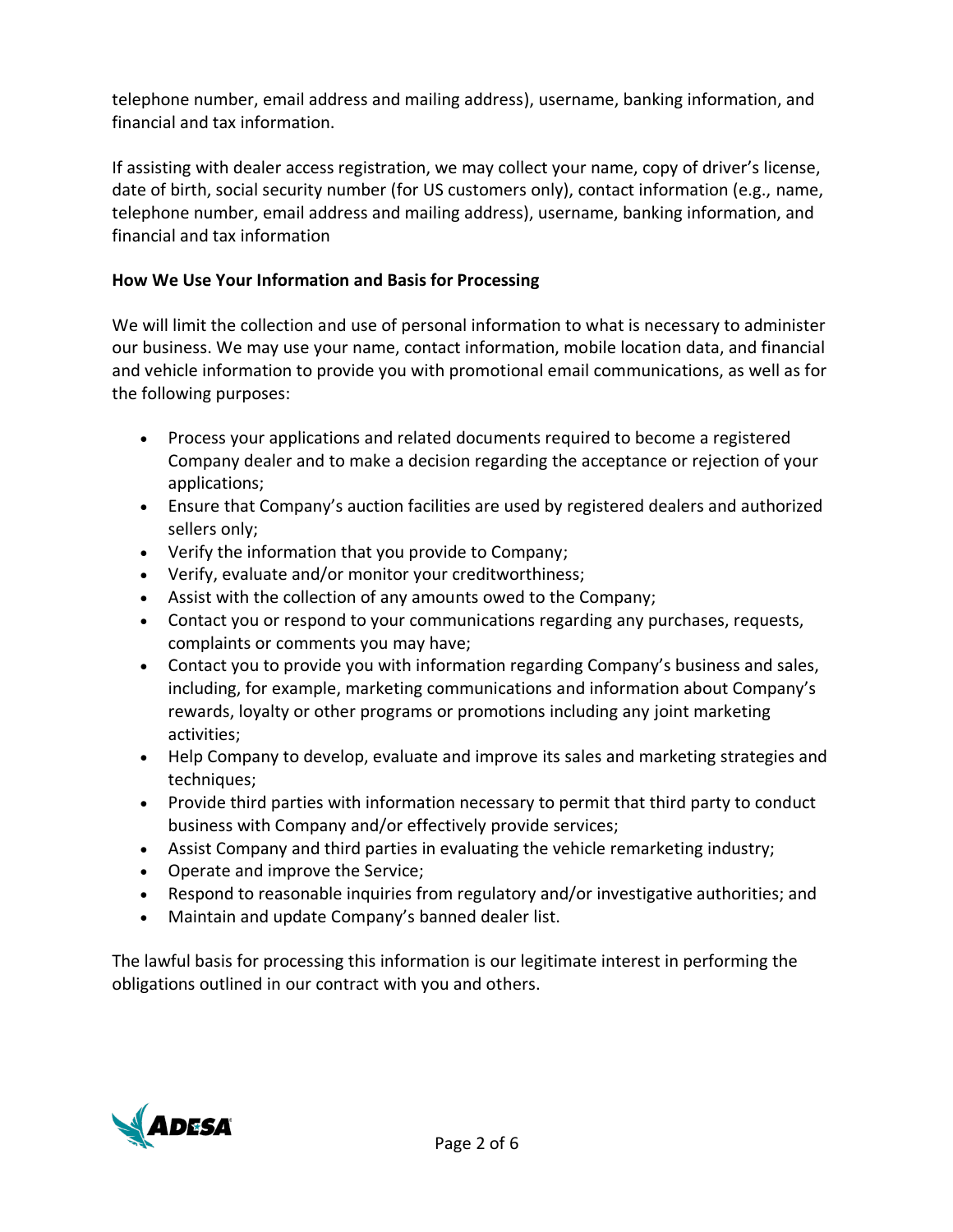telephone number, email address and mailing address), username, banking information, and financial and tax information.

If assisting with dealer access registration, we may collect your name, copy of driver's license, date of birth, social security number (for US customers only), contact information (e.g., name, telephone number, email address and mailing address), username, banking information, and financial and tax information

**How We Use Your Information and Basis for Processing**

We will limit the collection and use of personal information to what is necessary to administer our business. We may use your name, contact information, mobile location data, and financial and vehicle information to provide you with promotional email communications, as well as for the following purposes:

- Process your applications and related documents required to become a registered Company dealer and to make a decision regarding the acceptance or rejection of your applications;
- Ensure that Company's auction facilities are used by registered dealers and authorized sellers only;
- Verify the information that you provide to Company;
- Verify, evaluate and/or monitor your creditworthiness;
- Assist with the collection of any amounts owed to the Company;
- Contact you or respond to your communications regarding any purchases, requests, complaints or comments you may have;
- Contact you to provide you with information regarding Company's business and sales, including, for example, marketing communications and information about Company's rewards, loyalty or other programs or promotions including any joint marketing activities;
- Help Company to develop, evaluate and improve its sales and marketing strategies and techniques;
- Provide third parties with information necessary to permit that third party to conduct business with Company and/or effectively provide services;
- Assist Company and third parties in evaluating the vehicle remarketing industry;
- Operate and improve the Service;
- Respond to reasonable inquiries from regulatory and/or investigative authorities; and
- Maintain and update Company's banned dealer list.

The lawful basis for processing this information is our legitimate interest in performing the obligations outlined in our contract with you and others.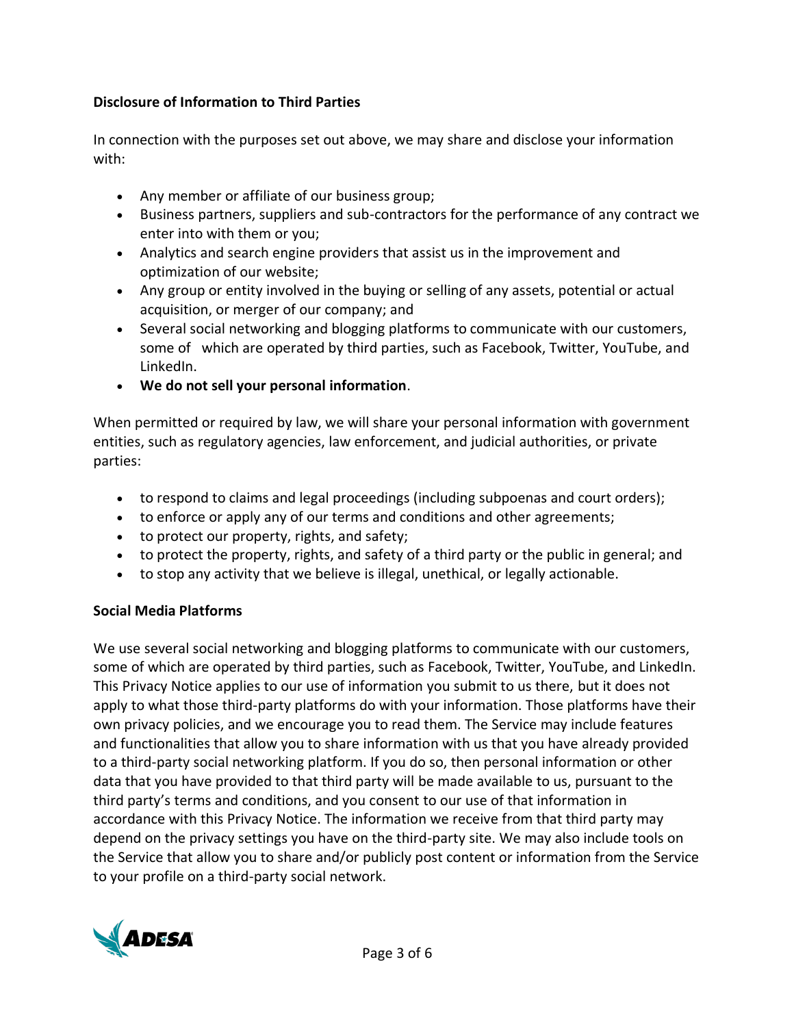**Disclosure of Information to Third Parties**

In connection with the purposes set out above, we may share and disclose your information with:

- Any member or affiliate of our business group;
- Business partners, suppliers and sub-contractors for the performance of any contract we enter into with them or you;
- Analytics and search engine providers that assist us in the improvement and optimization of our website;
- Any group or entity involved in the buying or selling of any assets, potential or actual acquisition, or merger of our company; and
- Several social networking and blogging platforms to communicate with our customers, some of which are operated by third parties, such as Facebook, Twitter, YouTube, and LinkedIn.
- **We do not sell your personal information**.

When permitted or required by law, we will share your personal information with government entities, such as regulatory agencies, law enforcement, and judicial authorities, or private parties:

- to respond to claims and legal proceedings (including subpoenas and court orders);
- to enforce or apply any of our terms and conditions and other agreements;
- to protect our property, rights, and safety;
- to protect the property, rights, and safety of a third party or the public in general; and
- to stop any activity that we believe is illegal, unethical, or legally actionable.

**Social Media Platforms**

We use several social networking and blogging platforms to communicate with our customers, some of which are operated by third parties, such as Facebook, Twitter, YouTube, and LinkedIn. This Privacy Notice applies to our use of information you submit to us there, but it does not apply to what those third-party platforms do with your information. Those platforms have their own privacy policies, and we encourage you to read them. The Service may include features and functionalities that allow you to share information with us that you have already provided to a third-party social networking platform. If you do so, then personal information or other data that you have provided to that third party will be made available to us, pursuant to the third party's terms and conditions, and you consent to our use of that information in accordance with this Privacy Notice. The information we receive from that third party may depend on the privacy settings you have on the third-party site. We may also include tools on the Service that allow you to share and/or publicly post content or information from the Service to your profile on a third-party social network.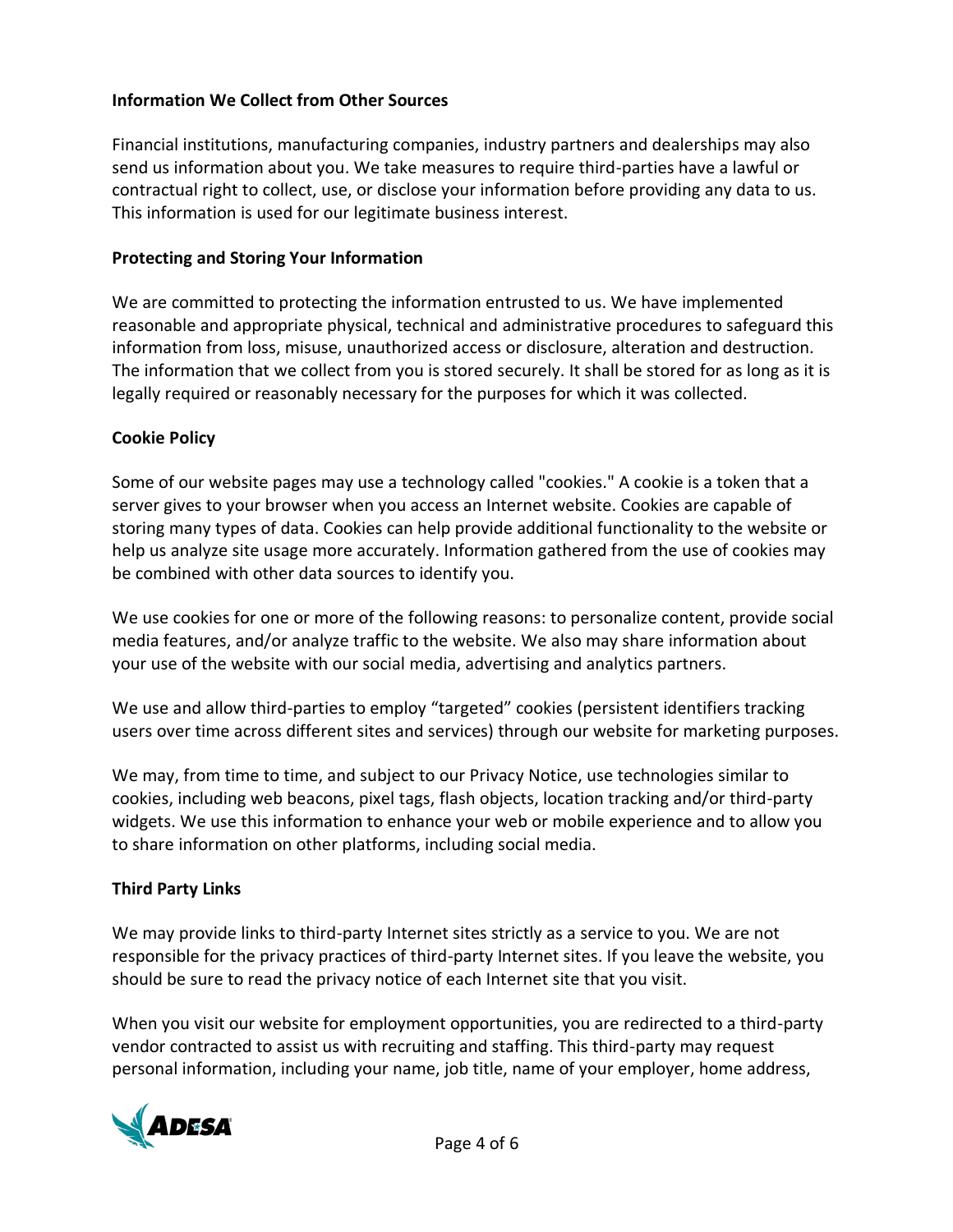**Information We Collect from Other Sources**

Financial institutions, manufacturing companies, industry partners and dealerships may also send us information about you. We take measures to require third-parties have a lawful or contractual right to collect, use, or disclose your information before providing any data to us. This information is used for our legitimate business interest.

**Protecting and Storing Your Information**

We are committed to protecting the information entrusted to us. We have implemented reasonable and appropriate physical, technical and administrative procedures to safeguard this information from loss, misuse, unauthorized access or disclosure, alteration and destruction. The information that we collect from you is stored securely. It shall be stored for as long as it is legally required or reasonably necessary for the purposes for which it was collected.

**Cookie Policy**

Some of our website pages may use a technology called "cookies." A cookie is a token that a server gives to your browser when you access an Internet website. Cookies are capable of storing many types of data. Cookies can help provide additional functionality to the website or help us analyze site usage more accurately. Information gathered from the use of cookies may be combined with other data sources to identify you.

We use cookies for one or more of the following reasons: to personalize content, provide social media features, and/or analyze traffic to the website. We also may share information about your use of the website with our social media, advertising and analytics partners.

We use and allow third-parties to employ "targeted" cookies (persistent identifiers tracking users over time across different sites and services) through our website for marketing purposes.

We may, from time to time, and subject to our Privacy Notice, use technologies similar to cookies, including web beacons, pixel tags, flash objects, location tracking and/or third-party widgets. We use this information to enhance your web or mobile experience and to allow you to share information on other platforms, including social media.

**Third Party Links**

We may provide links to third-party Internet sites strictly as a service to you. We are not responsible for the privacy practices of third-party Internet sites. If you leave the website, you should be sure to read the privacy notice of each Internet site that you visit.

When you visit our website for employment opportunities, you are redirected to a third-party vendor contracted to assist us with recruiting and staffing. This third-party may request personal information, including your name, job title, name of your employer, home address,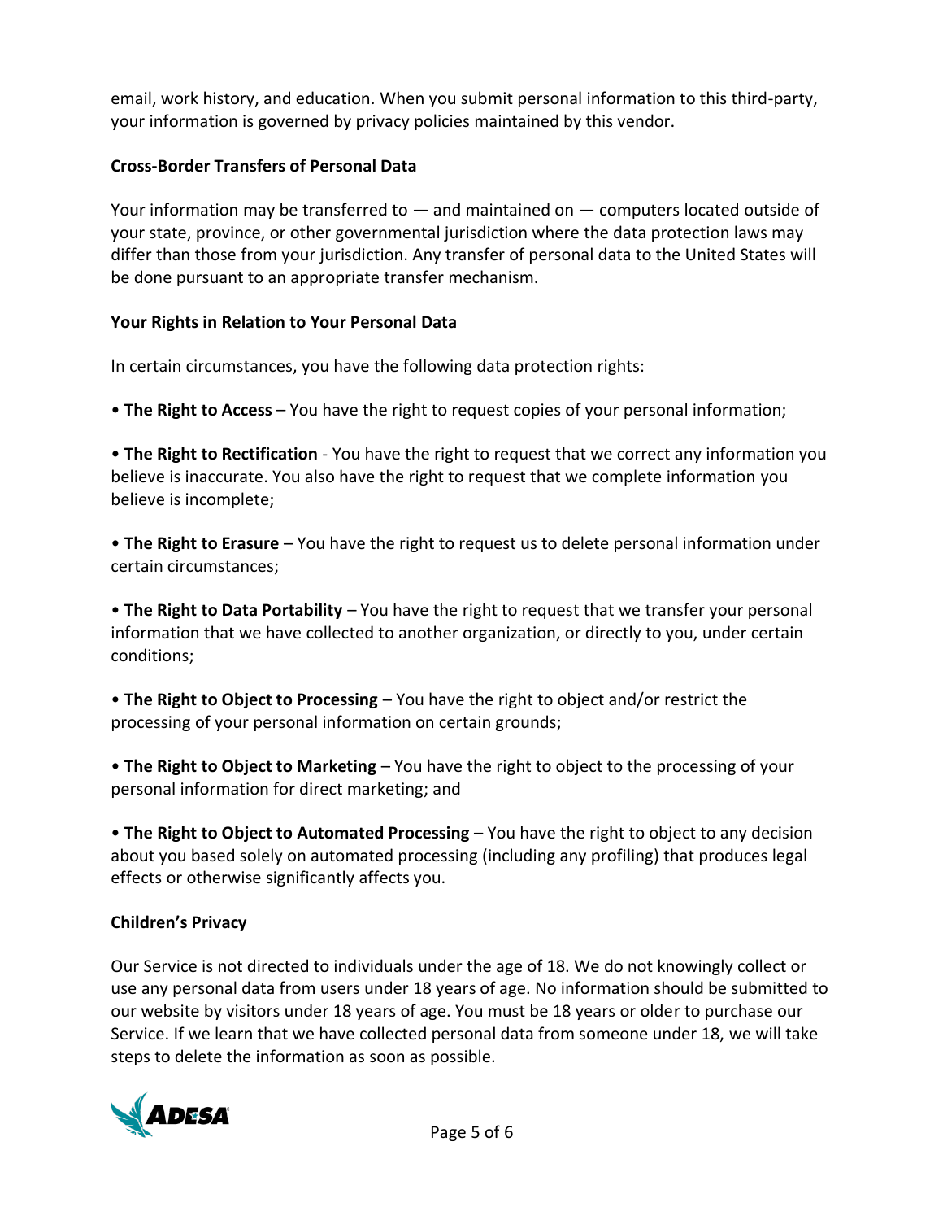email, work history, and education. When you submit personal information to this third-party, your information is governed by privacy policies maintained by this vendor.

### Cross-Border Transfers of Personal Data

Your information may be transferred to — and maintained on — computers located outside of your state, province, or other governmental jurisdiction where the data protection laws may differ than those from your jurisdiction. Any transfer of personal data to the United States will be done pursuant to an appropriate transfer mechanism.

### Your Rights in Relation to Your Personal Data

In certain circumstances, you have the following data protection rights:

- **The Right to Access** – You have the right to request copies of your personal information;
- **The Right to Rectification** - You have the right to request that we correct any information you believe is inaccurate. You also have the right to request that we complete information you believe is incomplete;
- **The Right to Erasure** – You have the right to request us to delete personal information under certain circumstances;
- **The Right to Data Portability** – You have the right to request that we transfer your personal information that we have collected to another organization, or directly to you, under certain conditions;
- **The Right to Object to Processing** – You have the right to object and/or restrict the processing of your personal information on certain grounds;
- **The Right to Object to Marketing** – You have the right to object to the processing of your personal information for direct marketing; and
- **The Right to Object to Automated Processing** – You have the right to object to any decision about you based solely on automated processing (including any profiling) that produces legal effects or otherwise significantly affects you.

### Children's Privacy

Our Service is not directed to individuals under the age of 18. We do not knowingly collect or use any personal data from users under 18 years of age. No information should be submitted to our website by visitors under 18 years of age. You must be 18 years or older to purchase our Service. If we learn that we have collected personal data from someone under 18, we will take steps to delete the information as soon as possible.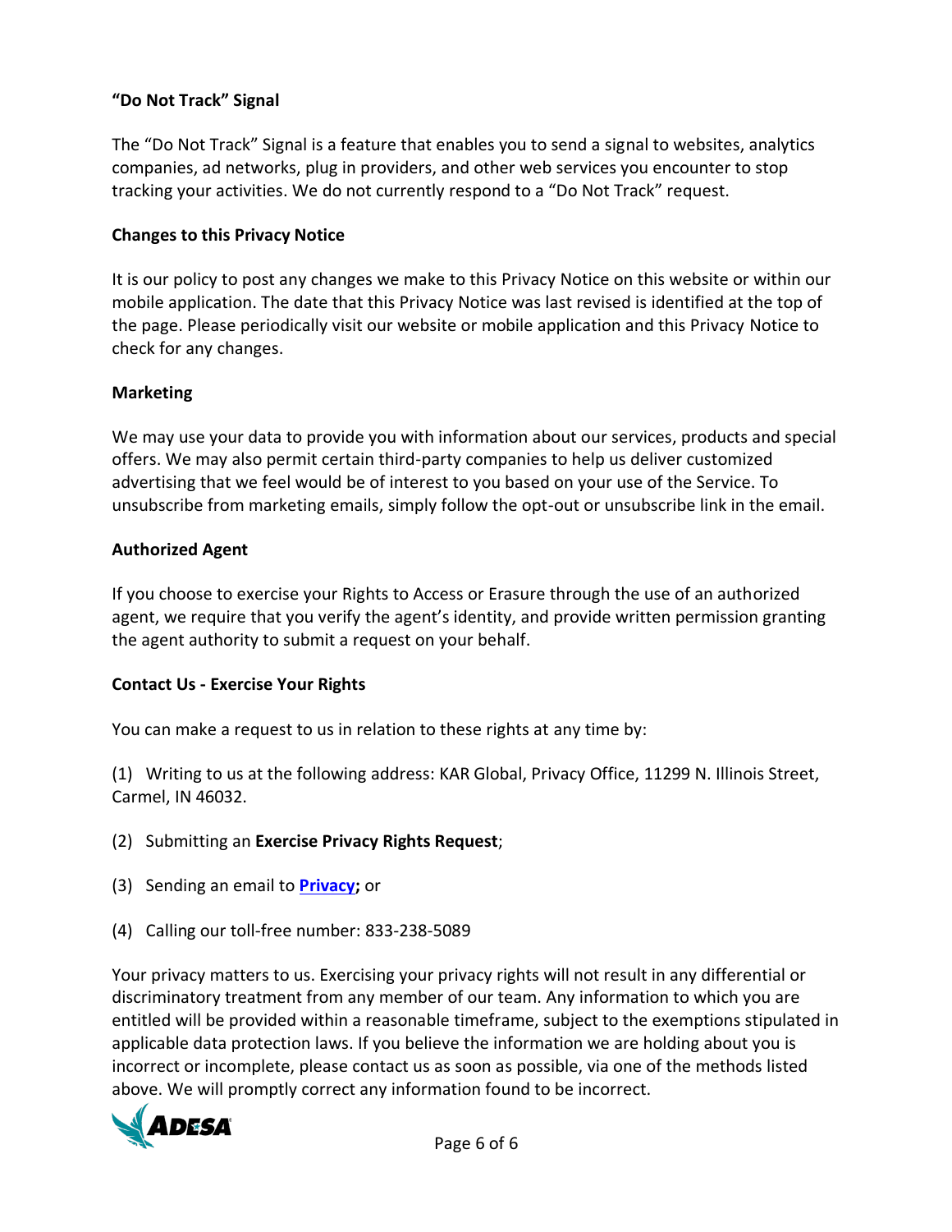**"Do Not Track" Signal**

The "Do Not Track" Signal is a feature that enables you to send a signal to websites, analytics companies, ad networks, plug in providers, and other web services you encounter to stop tracking your activities. We do not currently respond to a "Do Not Track" request.

**Changes to this Privacy Notice**

It is our policy to post any changes we make to this Privacy Notice on this website or within our mobile application. The date that this Privacy Notice was last revised is identified at the top of the page. Please periodically visit our website or mobile application and this Privacy Notice to check for any changes.

**Marketing**

We may use your data to provide you with information about our services, products and special offers. We may also permit certain third-party companies to help us deliver customized advertising that we feel would be of interest to you based on your use of the Service. To unsubscribe from marketing emails, simply follow the opt-out or unsubscribe link in the email.

**Authorized Agent**

If you choose to exercise your Rights to Access or Erasure through the use of an authorized agent, we require that you verify the agent's identity, and provide written permission granting the agent authority to submit a request on your behalf.

**Contact Us - Exercise Your Rights**

You can make a request to us in relation to these rights at any time by:

(1) Writing to us at the following address: KAR Global, Privacy Office, 11299 N. Illinois Street, Carmel, IN 46032.

(2) Submitting an **Exercise Privacy Rights Request**;

(3) Sending an email to **Privacy;** or

(4) Calling our toll-free number: 833-238-5089

Your privacy matters to us. Exercising your privacy rights will not result in any differential or discriminatory treatment from any member of our team. Any information to which you are entitled will be provided within a reasonable timeframe, subject to the exemptions stipulated in applicable data protection laws. If you believe the information we are holding about you is incorrect or incomplete, please contact us as soon as possible, via one of the methods listed above. We will promptly correct any information found to be incorrect.